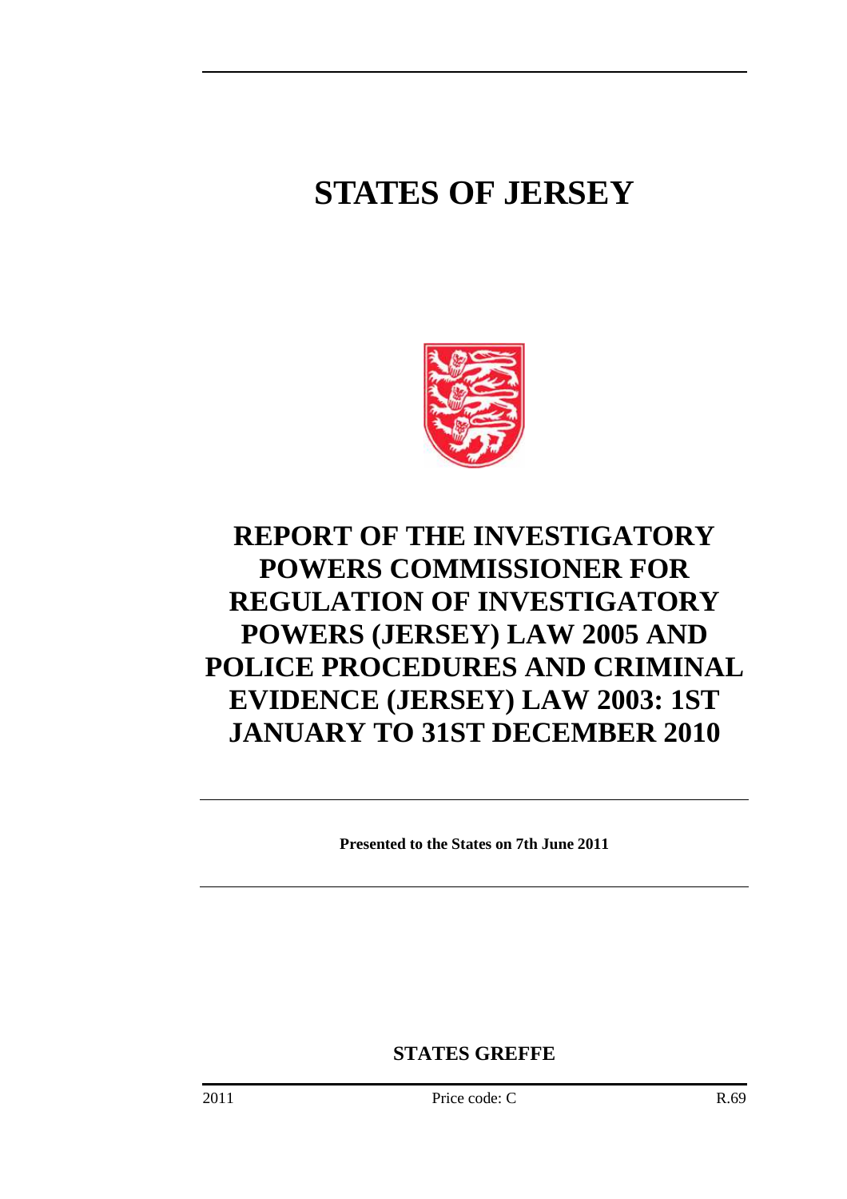# STATES OF JERSEY

# REPORT OF THE INVESTIGATORY POWERS COMMISSIONER FOR REGULATION OF INVESTIGATORY POWERS (JERSEY) LAW 2005 AND POLICE PROCEDURES AND CRIMINAL EVIDENCE (JERSEY) LAW 2003: 1ST JANUARY TO 31ST DECEMBER 2010

**Presented to the States on 7th June 2011**

**STATES GREFFE**

2011 Price code: C R.69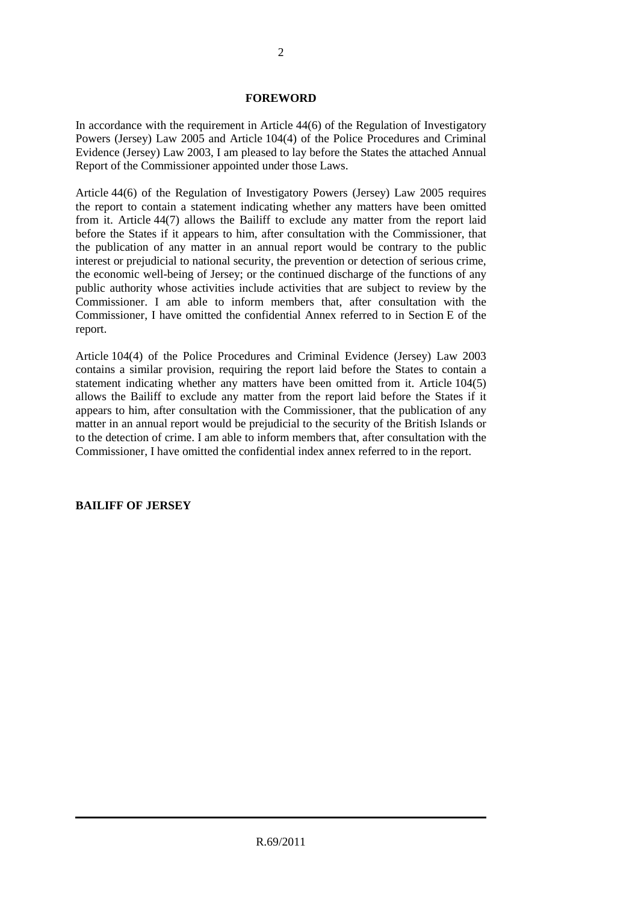## FOREWORD

In accordance with the requirement in Article 44(6) of the Regulation of Investigatory Powers (Jersey) Law 2005 and Article 104(4) of the Police Procedures and Criminal Evidence (Jersey) Law 2003, I am pleased to lay before the States the attached Annual Report of the Commissioner appointed under those Laws.

Article 44(6) of the Regulation of Investigatory Powers (Jersey) Law 2005 requires the report to contain a statement indicating whether any matters have been omitted from it. Article 44(7) allows the Bailiff to exclude any matter from the report laid before the States if it appears to him, after consultation with the Commissioner, that the publication of any matter in an annual report would be contrary to the public interest or prejudicial to national security, the prevention or detection of serious crime, the economic well-being of Jersey; or the continued discharge of the functions of any public authority whose activities include activities that are subject to review by the Commissioner. I am able to inform members that, after consultation with the Commissioner, I have omitted the confidential Annex referred to in Section E of the report.

Article 104(4) of the Police Procedures and Criminal Evidence (Jersey) Law 2003 contains a similar provision, requiring the report laid before the States to contain a statement indicating whether any matters have been omitted from it. Article 104(5) allows the Bailiff to exclude any matter from the report laid before the States if it appears to him, after consultation with the Commissioner, that the publication of any matter in an annual report would be prejudicial to the security of the British Islands or to the detection of crime. I am able to inform members that, after consultation with the Commissioner, I have omitted the confidential index annex referred to in the report.

**BAILIFF OF JERSEY**

R.69/2011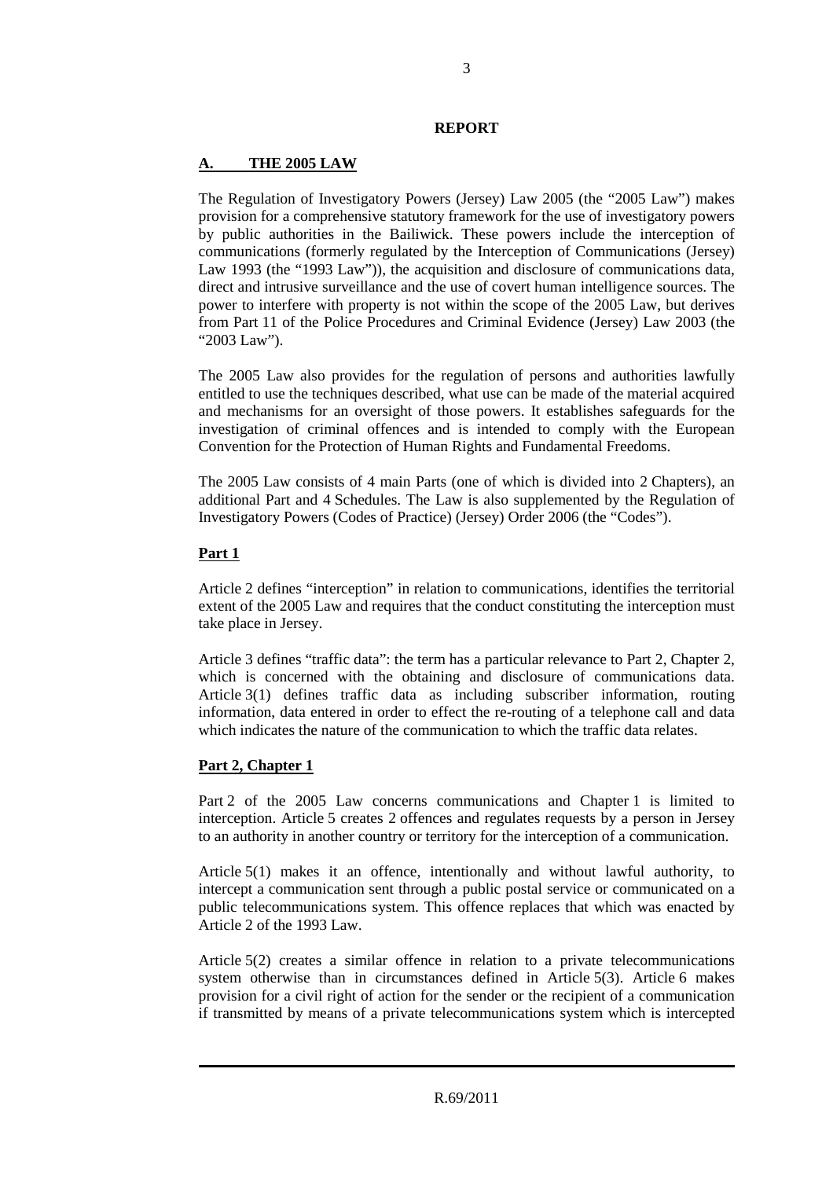**REPORT**

## A. THE 2005 LAW

The Regulation of Investigatory Powers (Jersey) Law 2005 (the "2005 Law") makes provision for a comprehensive statutory framework for the use of investigatory powers by public authorities in the Bailiwick. These powers include the interception of communications (formerly regulated by the Interception of Communications (Jersey) Law 1993 (the "1993 Law")), the acquisition and disclosure of communications data, direct and intrusive surveillance and the use of covert human intelligence sources. The power to interfere with property is not within the scope of the 2005 Law, but derives from Part 11 of the Police Procedures and Criminal Evidence (Jersey) Law 2003 (the "2003 Law").

The 2005 Law also provides for the regulation of persons and authorities lawfully entitled to use the techniques described, what use can be made of the material acquired and mechanisms for an oversight of those powers. It establishes safeguards for the investigation of criminal offences and is intended to comply with the European Convention for the Protection of Human Rights and Fundamental Freedoms.

The 2005 Law consists of 4 main Parts (one of which is divided into 2 Chapters), an additional Part and 4 Schedules. The Law is also supplemented by the Regulation of Investigatory Powers (Codes of Practice) (Jersey) Order 2006 (the "Codes").

### Part 1

Article 2 defines "interception" in relation to communications, identifies the territorial extent of the 2005 Law and requires that the conduct constituting the interception must take place in Jersey.

Article 3 defines "traffic data": the term has a particular relevance to Part 2, Chapter 2, which is concerned with the obtaining and disclosure of communications data. Article 3(1) defines traffic data as including subscriber information, routing information, data entered in order to effect the re-routing of a telephone call and data which indicates the nature of the communication to which the traffic data relates.

### Part 2, Chapter 1

Part 2 of the 2005 Law concerns communications and Chapter 1 is limited to interception. Article 5 creates 2 offences and regulates requests by a person in Jersey to an authority in another country or territory for the interception of a communication.

Article 5(1) makes it an offence, intentionally and without lawful authority, to intercept a communication sent through a public postal service or communicated on a public telecommunications system. This offence replaces that which was enacted by Article 2 of the 1993 Law.

Article 5(2) creates a similar offence in relation to a private telecommunications system otherwise than in circumstances defined in Article 5(3). Article 6 makes provision for a civil right of action for the sender or the recipient of a communication if transmitted by means of a private telecommunications system which is intercepted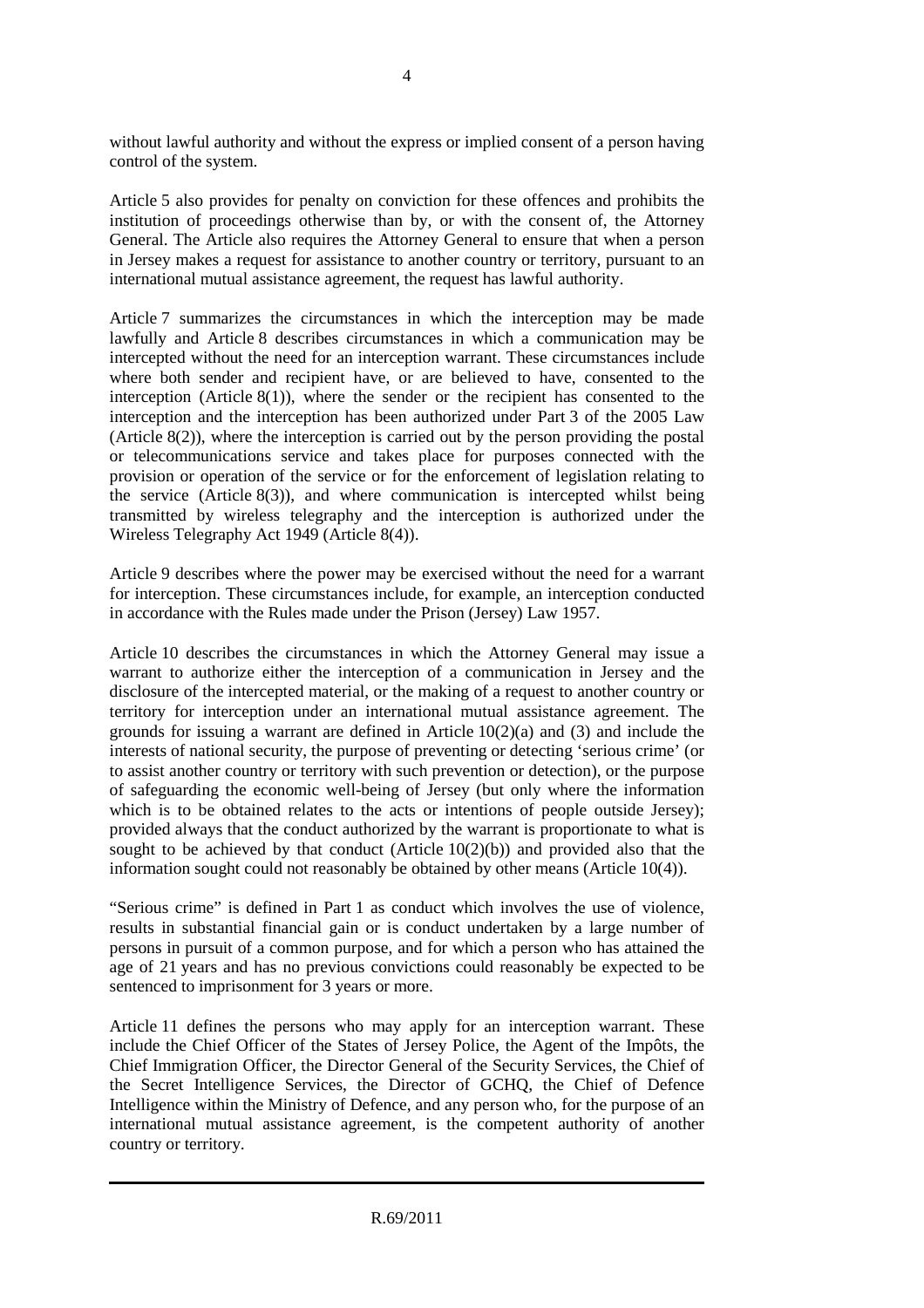without lawful authority and without the express or implied consent of a person having control of the system.

Article 5 also provides for penalty on conviction for these offences and prohibits the institution of proceedings otherwise than by, or with the consent of, the Attorney General. The Article also requires the Attorney General to ensure that when a person in Jersey makes a request for assistance to another country or territory, pursuant to an international mutual assistance agreement, the request has lawful authority.

Article 7 summarizes the circumstances in which the interception may be made lawfully and Article 8 describes circumstances in which a communication may be intercepted without the need for an interception warrant. These circumstances include where both sender and recipient have, or are believed to have, consented to the interception (Article 8(1)), where the sender or the recipient has consented to the interception and the interception has been authorized under Part 3 of the 2005 Law (Article 8(2)), where the interception is carried out by the person providing the postal or telecommunications service and takes place for purposes connected with the provision or operation of the service or for the enforcement of legislation relating to the service (Article 8(3)), and where communication is intercepted whilst being transmitted by wireless telegraphy and the interception is authorized under the Wireless Telegraphy Act 1949 (Article 8(4)).

Article 9 describes where the power may be exercised without the need for a warrant for interception. These circumstances include, for example, an interception conducted in accordance with the Rules made under the Prison (Jersey) Law 1957.

Article 10 describes the circumstances in which the Attorney General may issue a warrant to authorize either the interception of a communication in Jersey and the disclosure of the intercepted material, or the making of a request to another country or territory for interception under an international mutual assistance agreement. The grounds for issuing a warrant are defined in Article 10(2)(a) and (3) and include the interests of national security, the purpose of preventing or detecting 'serious crime' (or to assist another country or territory with such prevention or detection), or the purpose of safeguarding the economic well-being of Jersey (but only where the information which is to be obtained relates to the acts or intentions of people outside Jersey); provided always that the conduct authorized by the warrant is proportionate to what is sought to be achieved by that conduct (Article 10(2)(b)) and provided also that the information sought could not reasonably be obtained by other means (Article 10(4)).

"Serious crime" is defined in Part 1 as conduct which involves the use of violence, results in substantial financial gain or is conduct undertaken by a large number of persons in pursuit of a common purpose, and for which a person who has attained the age of 21 years and has no previous convictions could reasonably be expected to be sentenced to imprisonment for 3 years or more.

Article 11 defines the persons who may apply for an interception warrant. These include the Chief Officer of the States of Jersey Police, the Agent of the Impôts, the Chief Immigration Officer, the Director General of the Security Services, the Chief of the Secret Intelligence Services, the Director of GCHQ, the Chief of Defence Intelligence within the Ministry of Defence, and any person who, for the purpose of an international mutual assistance agreement, is the competent authority of another country or territory.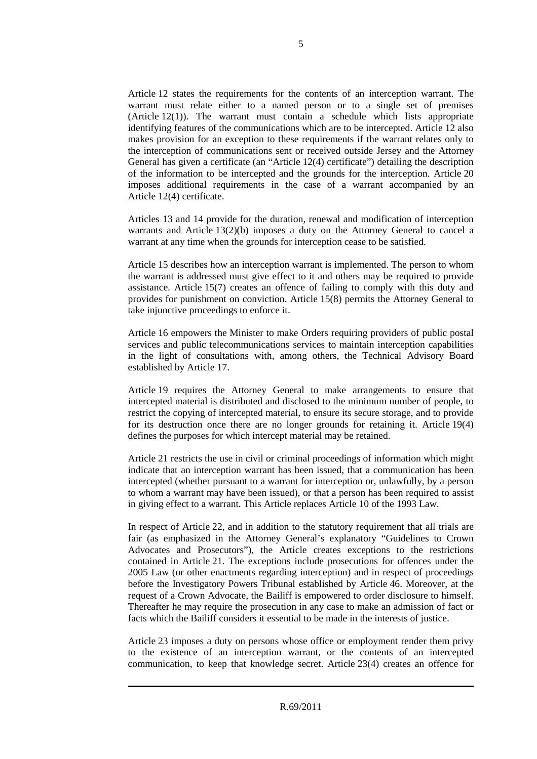Article 12 states the requirements for the contents of an interception warrant. The warrant must relate either to a named person or to a single set of premises (Article 12(1)). The warrant must contain a schedule which lists appropriate identifying features of the communications which are to be intercepted. Article 12 also makes provision for an exception to these requirements if the warrant relates only to the interception of communications sent or received outside Jersey and the Attorney General has given a certificate (an "Article 12(4) certificate") detailing the description of the information to be intercepted and the grounds for the interception. Article 20 imposes additional requirements in the case of a warrant accompanied by an Article 12(4) certificate.

Articles 13 and 14 provide for the duration, renewal and modification of interception warrants and Article 13(2)(b) imposes a duty on the Attorney General to cancel a warrant at any time when the grounds for interception cease to be satisfied.

Article 15 describes how an interception warrant is implemented. The person to whom the warrant is addressed must give effect to it and others may be required to provide assistance. Article 15(7) creates an offence of failing to comply with this duty and provides for punishment on conviction. Article 15(8) permits the Attorney General to take injunctive proceedings to enforce it.

Article 16 empowers the Minister to make Orders requiring providers of public postal services and public telecommunications services to maintain interception capabilities in the light of consultations with, among others, the Technical Advisory Board established by Article 17.

Article 19 requires the Attorney General to make arrangements to ensure that intercepted material is distributed and disclosed to the minimum number of people, to restrict the copying of intercepted material, to ensure its secure storage, and to provide for its destruction once there are no longer grounds for retaining it. Article 19(4) defines the purposes for which intercept material may be retained.

Article 21 restricts the use in civil or criminal proceedings of information which might indicate that an interception warrant has been issued, that a communication has been intercepted (whether pursuant to a warrant for interception or, unlawfully, by a person to whom a warrant may have been issued), or that a person has been required to assist in giving effect to a warrant. This Article replaces Article 10 of the 1993 Law.

In respect of Article 22, and in addition to the statutory requirement that all trials are fair (as emphasized in the Attorney General's explanatory "Guidelines to Crown Advocates and Prosecutors"), the Article creates exceptions to the restrictions contained in Article 21. The exceptions include prosecutions for offences under the 2005 Law (or other enactments regarding interception) and in respect of proceedings before the Investigatory Powers Tribunal established by Article 46. Moreover, at the request of a Crown Advocate, the Bailiff is empowered to order disclosure to himself. Thereafter he may require the prosecution in any case to make an admission of fact or facts which the Bailiff considers it essential to be made in the interests of justice.

Article 23 imposes a duty on persons whose office or employment render them privy to the existence of an interception warrant, or the contents of an intercepted communication, to keep that knowledge secret. Article 23(4) creates an offence for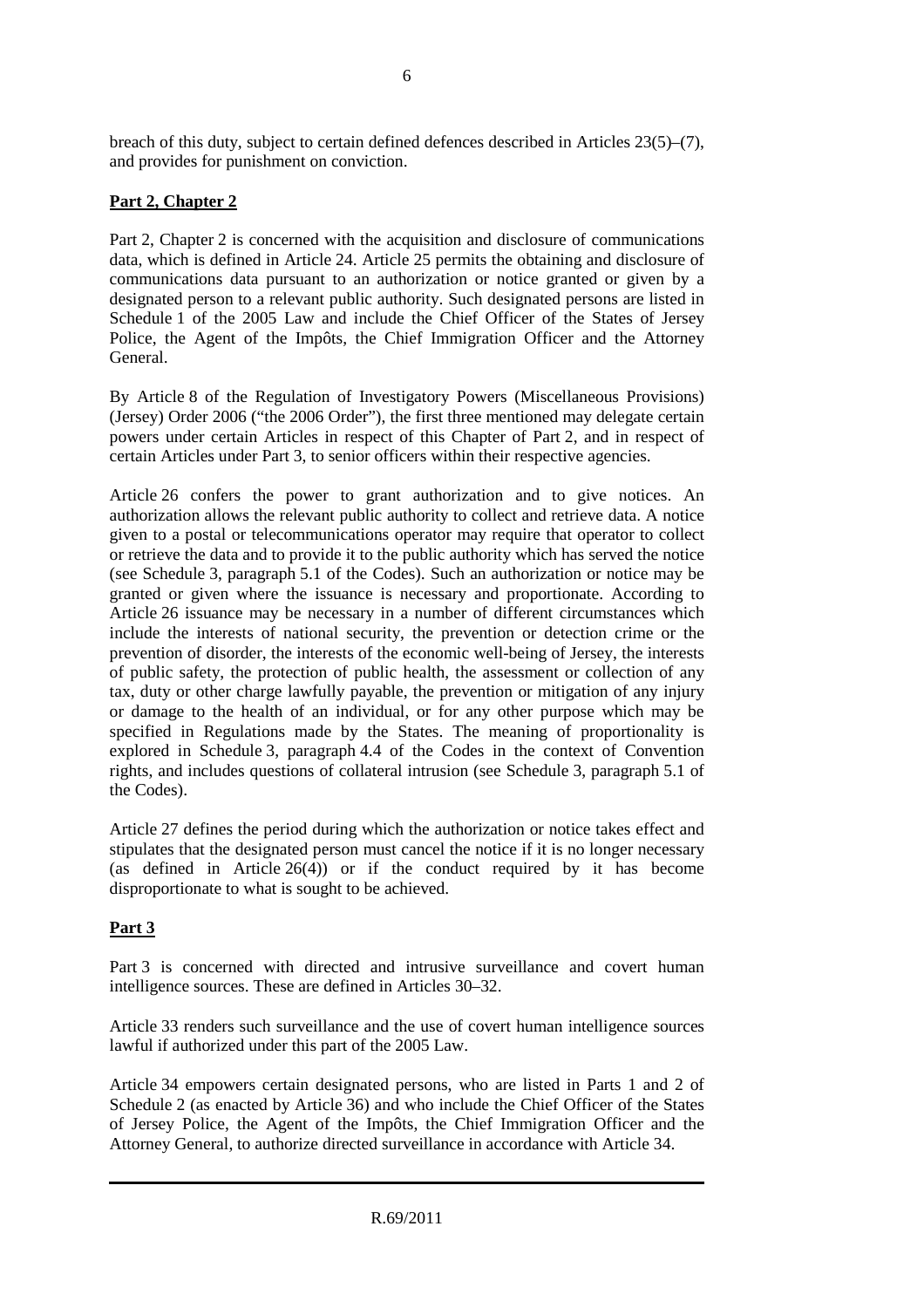breach of this duty, subject to certain defined defences described in Articles 23(5)–(7), and provides for punishment on conviction.

**Part 2, Chapter 2**

Part 2, Chapter 2 is concerned with the acquisition and disclosure of communications data, which is defined in Article 24. Article 25 permits the obtaining and disclosure of communications data pursuant to an authorization or notice granted or given by a designated person to a relevant public authority. Such designated persons are listed in Schedule 1 of the 2005 Law and include the Chief Officer of the States of Jersey Police, the Agent of the Impôts, the Chief Immigration Officer and the Attorney General.

By Article 8 of the Regulation of Investigatory Powers (Miscellaneous Provisions) (Jersey) Order 2006 ("the 2006 Order"), the first three mentioned may delegate certain powers under certain Articles in respect of this Chapter of Part 2, and in respect of certain Articles under Part 3, to senior officers within their respective agencies.

Article 26 confers the power to grant authorization and to give notices. An authorization allows the relevant public authority to collect and retrieve data. A notice given to a postal or telecommunications operator may require that operator to collect or retrieve the data and to provide it to the public authority which has served the notice (see Schedule 3, paragraph 5.1 of the Codes). Such an authorization or notice may be granted or given where the issuance is necessary and proportionate. According to Article 26 issuance may be necessary in a number of different circumstances which include the interests of national security, the prevention or detection crime or the prevention of disorder, the interests of the economic well-being of Jersey, the interests of public safety, the protection of public health, the assessment or collection of any tax, duty or other charge lawfully payable, the prevention or mitigation of any injury or damage to the health of an individual, or for any other purpose which may be specified in Regulations made by the States. The meaning of proportionality is explored in Schedule 3, paragraph 4.4 of the Codes in the context of Convention rights, and includes questions of collateral intrusion (see Schedule 3, paragraph 5.1 of the Codes).

Article 27 defines the period during which the authorization or notice takes effect and stipulates that the designated person must cancel the notice if it is no longer necessary (as defined in Article 26(4)) or if the conduct required by it has become disproportionate to what is sought to be achieved.

**Part 3**

Part 3 is concerned with directed and intrusive surveillance and covert human intelligence sources. These are defined in Articles 30–32.

Article 33 renders such surveillance and the use of covert human intelligence sources lawful if authorized under this part of the 2005 Law.

Article 34 empowers certain designated persons, who are listed in Parts 1 and 2 of Schedule 2 (as enacted by Article 36) and who include the Chief Officer of the States of Jersey Police, the Agent of the Impôts, the Chief Immigration Officer and the Attorney General, to authorize directed surveillance in accordance with Article 34.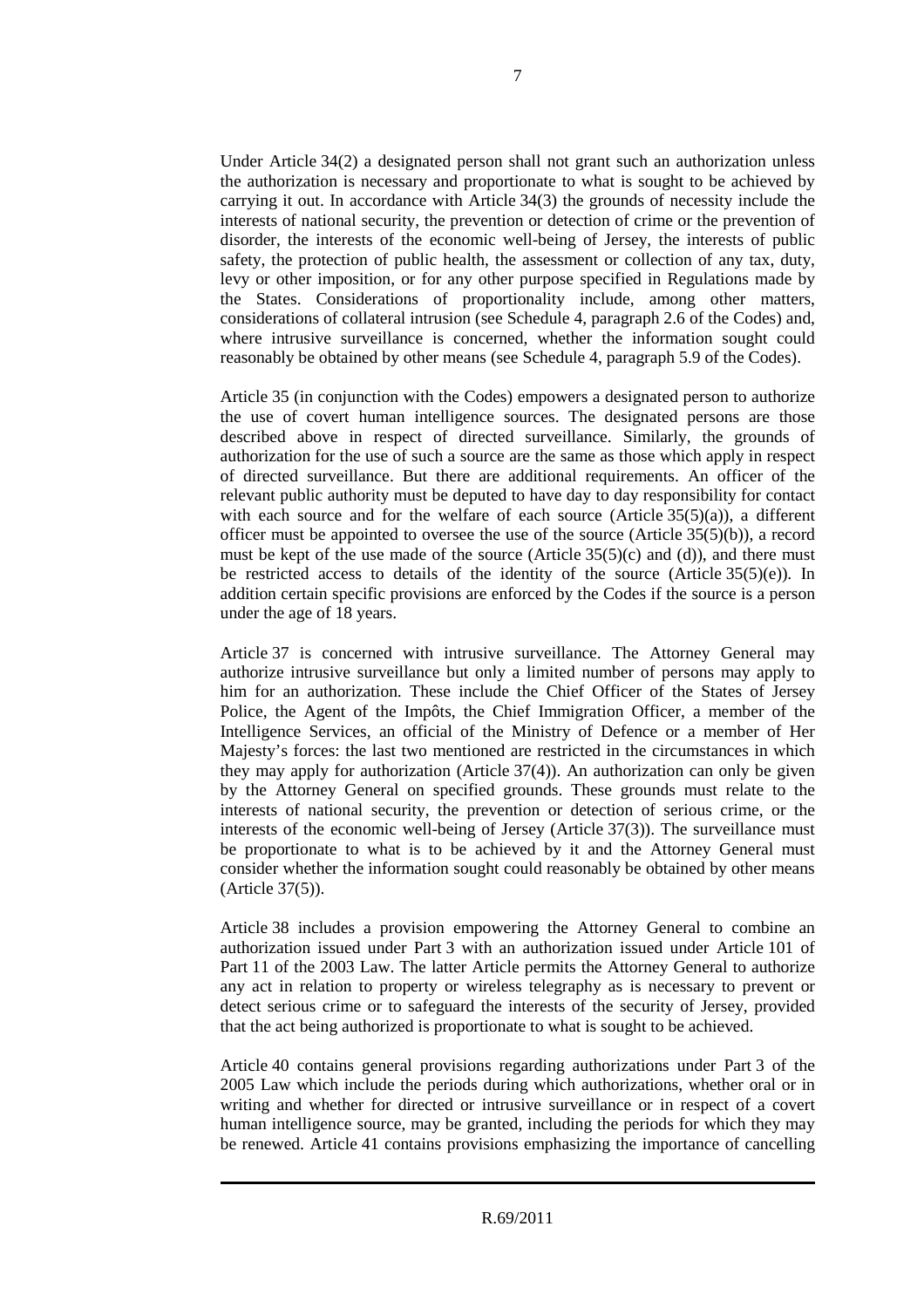Under Article 34(2) a designated person shall not grant such an authorization unless the authorization is necessary and proportionate to what is sought to be achieved by carrying it out. In accordance with Article 34(3) the grounds of necessity include the interests of national security, the prevention or detection of crime or the prevention of disorder, the interests of the economic well-being of Jersey, the interests of public safety, the protection of public health, the assessment or collection of any tax, duty, levy or other imposition, or for any other purpose specified in Regulations made by the States. Considerations of proportionality include, among other matters, considerations of collateral intrusion (see Schedule 4, paragraph 2.6 of the Codes) and, where intrusive surveillance is concerned, whether the information sought could reasonably be obtained by other means (see Schedule 4, paragraph 5.9 of the Codes).

Article 35 (in conjunction with the Codes) empowers a designated person to authorize the use of covert human intelligence sources. The designated persons are those described above in respect of directed surveillance. Similarly, the grounds of authorization for the use of such a source are the same as those which apply in respect of directed surveillance. But there are additional requirements. An officer of the relevant public authority must be deputed to have day to day responsibility for contact with each source and for the welfare of each source (Article 35(5)(a)), a different officer must be appointed to oversee the use of the source (Article 35(5)(b)), a record must be kept of the use made of the source (Article 35(5)(c) and (d)), and there must be restricted access to details of the identity of the source (Article 35(5)(e)). In addition certain specific provisions are enforced by the Codes if the source is a person under the age of 18 years.

Article 37 is concerned with intrusive surveillance. The Attorney General may authorize intrusive surveillance but only a limited number of persons may apply to him for an authorization. These include the Chief Officer of the States of Jersey Police, the Agent of the Impôts, the Chief Immigration Officer, a member of the Intelligence Services, an official of the Ministry of Defence or a member of Her Majesty's forces: the last two mentioned are restricted in the circumstances in which they may apply for authorization (Article 37(4)). An authorization can only be given by the Attorney General on specified grounds. These grounds must relate to the interests of national security, the prevention or detection of serious crime, or the interests of the economic well-being of Jersey (Article 37(3)). The surveillance must be proportionate to what is to be achieved by it and the Attorney General must consider whether the information sought could reasonably be obtained by other means (Article 37(5)).

Article 38 includes a provision empowering the Attorney General to combine an authorization issued under Part 3 with an authorization issued under Article 101 of Part 11 of the 2003 Law. The latter Article permits the Attorney General to authorize any act in relation to property or wireless telegraphy as is necessary to prevent or detect serious crime or to safeguard the interests of the security of Jersey, provided that the act being authorized is proportionate to what is sought to be achieved.

Article 40 contains general provisions regarding authorizations under Part 3 of the 2005 Law which include the periods during which authorizations, whether oral or in writing and whether for directed or intrusive surveillance or in respect of a covert human intelligence source, may be granted, including the periods for which they may be renewed. Article 41 contains provisions emphasizing the importance of cancelling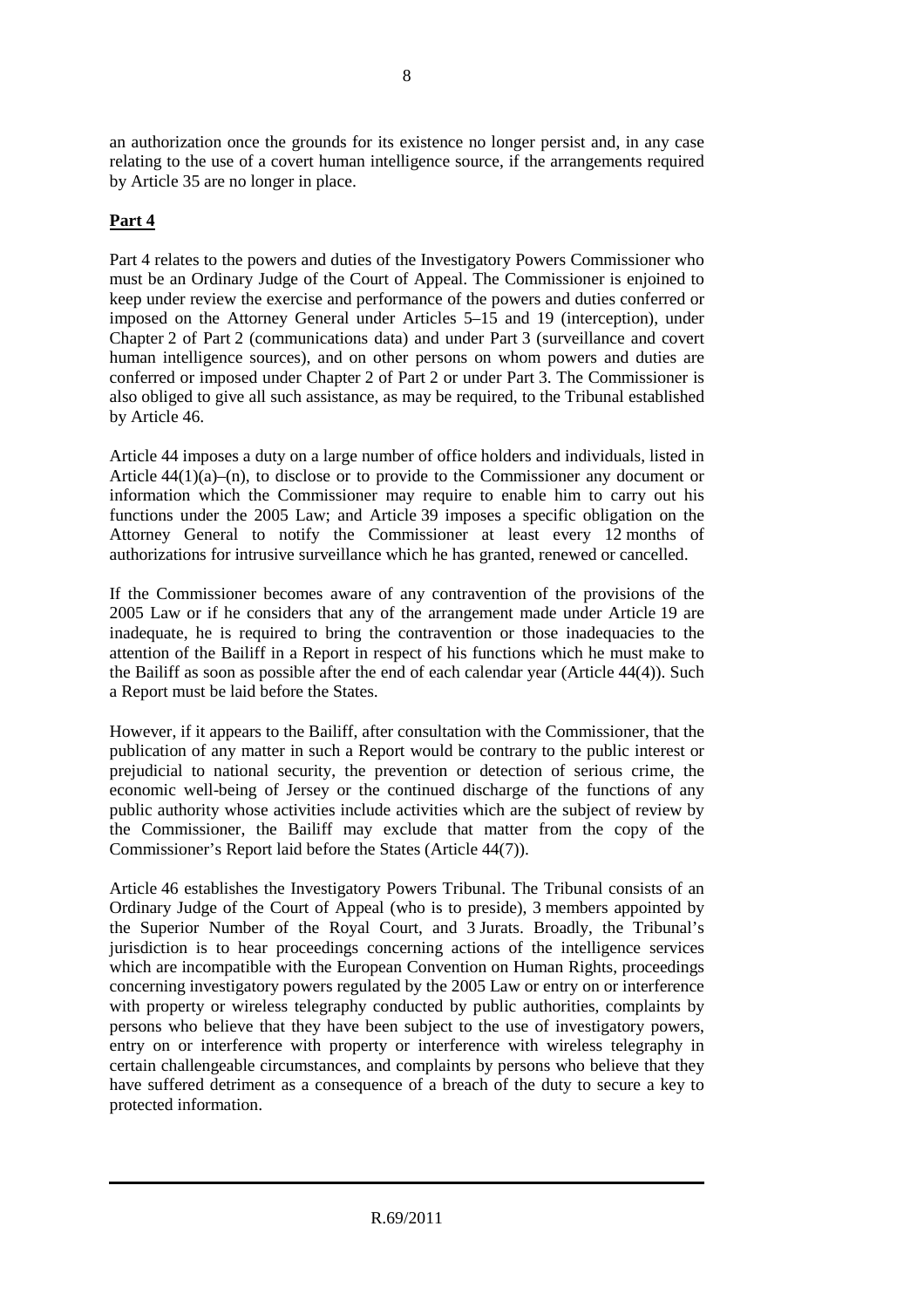an authorization once the grounds for its existence no longer persist and, in any case relating to the use of a covert human intelligence source, if the arrangements required by Article 35 are no longer in place.

**Part 4**

Part 4 relates to the powers and duties of the Investigatory Powers Commissioner who must be an Ordinary Judge of the Court of Appeal. The Commissioner is enjoined to keep under review the exercise and performance of the powers and duties conferred or imposed on the Attorney General under Articles 5–15 and 19 (interception), under Chapter 2 of Part 2 (communications data) and under Part 3 (surveillance and covert human intelligence sources), and on other persons on whom powers and duties are conferred or imposed under Chapter 2 of Part 2 or under Part 3. The Commissioner is also obliged to give all such assistance, as may be required, to the Tribunal established by Article 46.

Article 44 imposes a duty on a large number of office holders and individuals, listed in Article 44(1)(a)–(n), to disclose or to provide to the Commissioner any document or information which the Commissioner may require to enable him to carry out his functions under the 2005 Law; and Article 39 imposes a specific obligation on the Attorney General to notify the Commissioner at least every 12 months of authorizations for intrusive surveillance which he has granted, renewed or cancelled.

If the Commissioner becomes aware of any contravention of the provisions of the 2005 Law or if he considers that any of the arrangement made under Article 19 are inadequate, he is required to bring the contravention or those inadequacies to the attention of the Bailiff in a Report in respect of his functions which he must make to the Bailiff as soon as possible after the end of each calendar year (Article 44(4)). Such a Report must be laid before the States.

However, if it appears to the Bailiff, after consultation with the Commissioner, that the publication of any matter in such a Report would be contrary to the public interest or prejudicial to national security, the prevention or detection of serious crime, the economic well-being of Jersey or the continued discharge of the functions of any public authority whose activities include activities which are the subject of review by the Commissioner, the Bailiff may exclude that matter from the copy of the Commissioner's Report laid before the States (Article 44(7)).

Article 46 establishes the Investigatory Powers Tribunal. The Tribunal consists of an Ordinary Judge of the Court of Appeal (who is to preside), 3 members appointed by the Superior Number of the Royal Court, and 3 Jurats. Broadly, the Tribunal's jurisdiction is to hear proceedings concerning actions of the intelligence services which are incompatible with the European Convention on Human Rights, proceedings concerning investigatory powers regulated by the 2005 Law or entry on or interference with property or wireless telegraphy conducted by public authorities, complaints by persons who believe that they have been subject to the use of investigatory powers, entry on or interference with property or interference with wireless telegraphy in certain challengeable circumstances, and complaints by persons who believe that they have suffered detriment as a consequence of a breach of the duty to secure a key to protected information.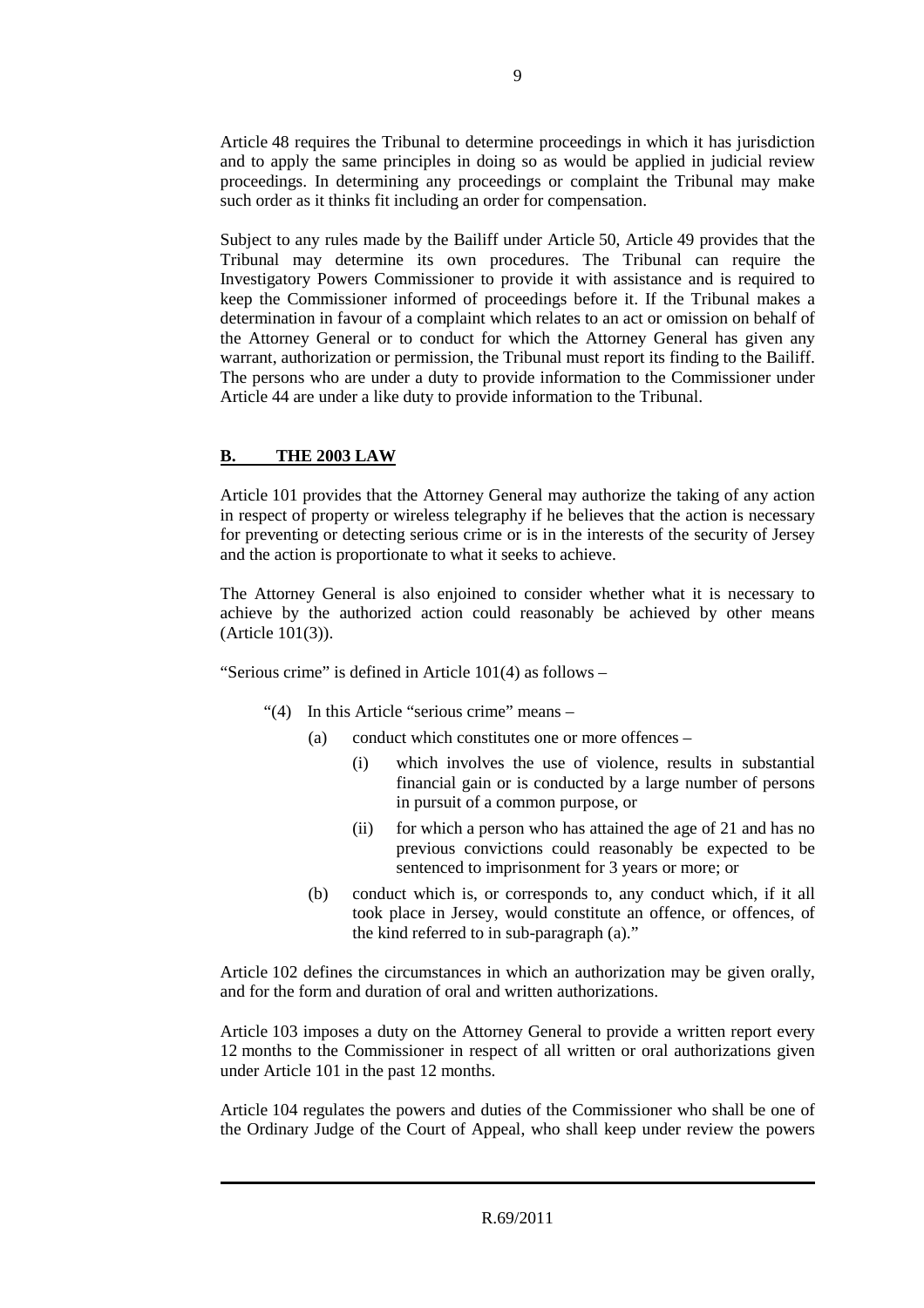Article 48 requires the Tribunal to determine proceedings in which it has jurisdiction and to apply the same principles in doing so as would be applied in judicial review proceedings. In determining any proceedings or complaint the Tribunal may make such order as it thinks fit including an order for compensation.

Subject to any rules made by the Bailiff under Article 50, Article 49 provides that the Tribunal may determine its own procedures. The Tribunal can require the Investigatory Powers Commissioner to provide it with assistance and is required to keep the Commissioner informed of proceedings before it. If the Tribunal makes a determination in favour of a complaint which relates to an act or omission on behalf of the Attorney General or to conduct for which the Attorney General has given any warrant, authorization or permission, the Tribunal must report its finding to the Bailiff. The persons who are under a duty to provide information to the Commissioner under Article 44 are under a like duty to provide information to the Tribunal.

## **B. THE 2003 LAW**

Article 101 provides that the Attorney General may authorize the taking of any action in respect of property or wireless telegraphy if he believes that the action is necessary for preventing or detecting serious crime or is in the interests of the security of Jersey and the action is proportionate to what it seeks to achieve.

The Attorney General is also enjoined to consider whether what it is necessary to achieve by the authorized action could reasonably be achieved by other means (Article 101(3)).

"Serious crime" is defined in Article 101(4) as follows –

> "(4) In this Article "serious crime" means –
>
> (a) conduct which constitutes one or more offences –
>
> (i) which involves the use of violence, results in substantial financial gain or is conducted by a large number of persons in pursuit of a common purpose, or
>
> (ii) for which a person who has attained the age of 21 and has no previous convictions could reasonably be expected to be sentenced to imprisonment for 3 years or more; or
>
> (b) conduct which is, or corresponds to, any conduct which, if it all took place in Jersey, would constitute an offence, or offences, of the kind referred to in sub-paragraph (a)."

Article 102 defines the circumstances in which an authorization may be given orally, and for the form and duration of oral and written authorizations.

Article 103 imposes a duty on the Attorney General to provide a written report every 12 months to the Commissioner in respect of all written or oral authorizations given under Article 101 in the past 12 months.

Article 104 regulates the powers and duties of the Commissioner who shall be one of the Ordinary Judge of the Court of Appeal, who shall keep under review the powers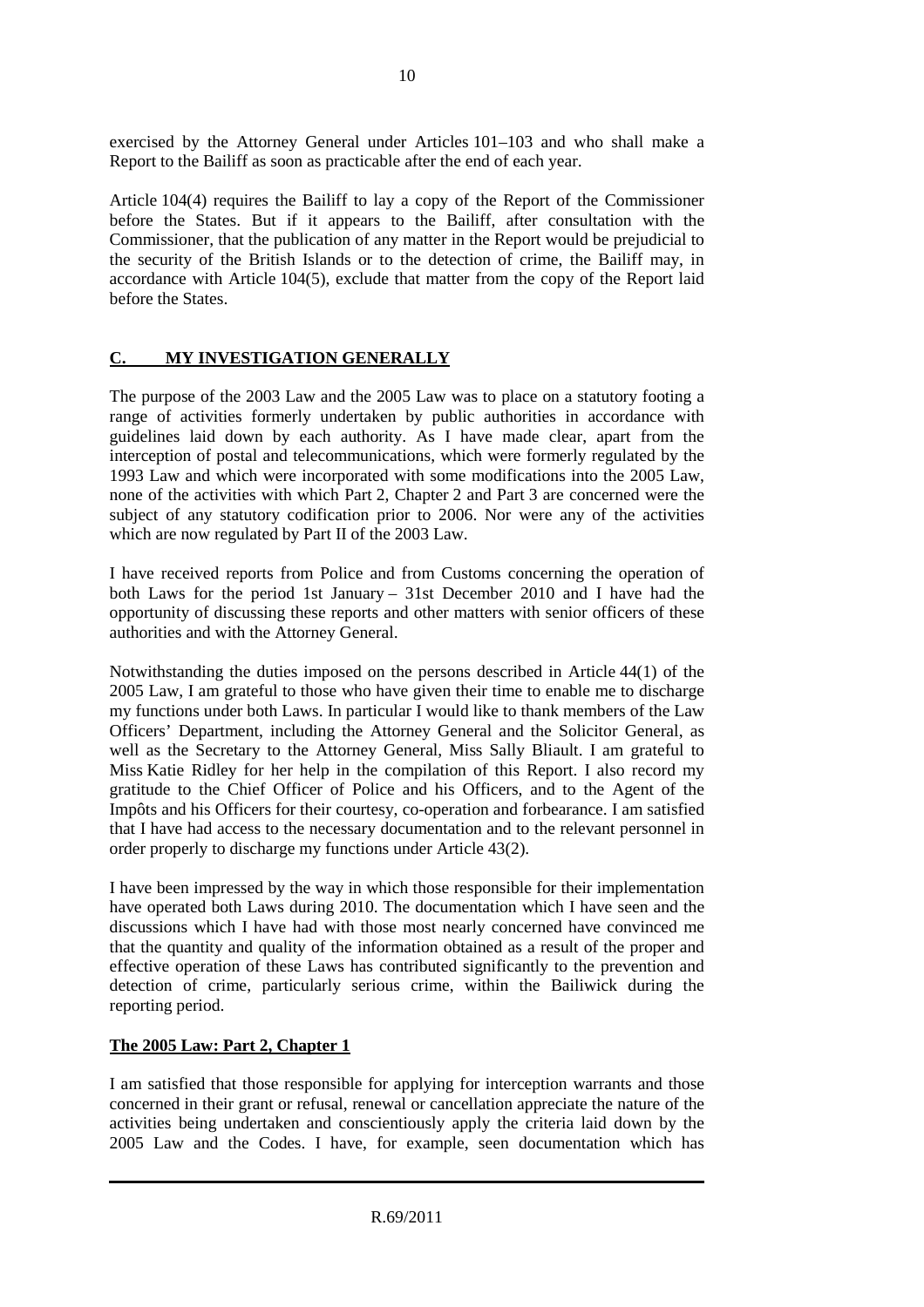exercised by the Attorney General under Articles 101–103 and who shall make a Report to the Bailiff as soon as practicable after the end of each year.

Article 104(4) requires the Bailiff to lay a copy of the Report of the Commissioner before the States. But if it appears to the Bailiff, after consultation with the Commissioner, that the publication of any matter in the Report would be prejudicial to the security of the British Islands or to the detection of crime, the Bailiff may, in accordance with Article 104(5), exclude that matter from the copy of the Report laid before the States.

## C. MY INVESTIGATION GENERALLY

The purpose of the 2003 Law and the 2005 Law was to place on a statutory footing a range of activities formerly undertaken by public authorities in accordance with guidelines laid down by each authority. As I have made clear, apart from the interception of postal and telecommunications, which were formerly regulated by the 1993 Law and which were incorporated with some modifications into the 2005 Law, none of the activities with which Part 2, Chapter 2 and Part 3 are concerned were the subject of any statutory codification prior to 2006. Nor were any of the activities which are now regulated by Part II of the 2003 Law.

I have received reports from Police and from Customs concerning the operation of both Laws for the period 1st January – 31st December 2010 and I have had the opportunity of discussing these reports and other matters with senior officers of these authorities and with the Attorney General.

Notwithstanding the duties imposed on the persons described in Article 44(1) of the 2005 Law, I am grateful to those who have given their time to enable me to discharge my functions under both Laws. In particular I would like to thank members of the Law Officers' Department, including the Attorney General and the Solicitor General, as well as the Secretary to the Attorney General, Miss Sally Bliault. I am grateful to Miss Katie Ridley for her help in the compilation of this Report. I also record my gratitude to the Chief Officer of Police and his Officers, and to the Agent of the Impôts and his Officers for their courtesy, co-operation and forbearance. I am satisfied that I have had access to the necessary documentation and to the relevant personnel in order properly to discharge my functions under Article 43(2).

I have been impressed by the way in which those responsible for their implementation have operated both Laws during 2010. The documentation which I have seen and the discussions which I have had with those most nearly concerned have convinced me that the quantity and quality of the information obtained as a result of the proper and effective operation of these Laws has contributed significantly to the prevention and detection of crime, particularly serious crime, within the Bailiwick during the reporting period.

### The 2005 Law: Part 2, Chapter 1

I am satisfied that those responsible for applying for interception warrants and those concerned in their grant or refusal, renewal or cancellation appreciate the nature of the activities being undertaken and conscientiously apply the criteria laid down by the 2005 Law and the Codes. I have, for example, seen documentation which has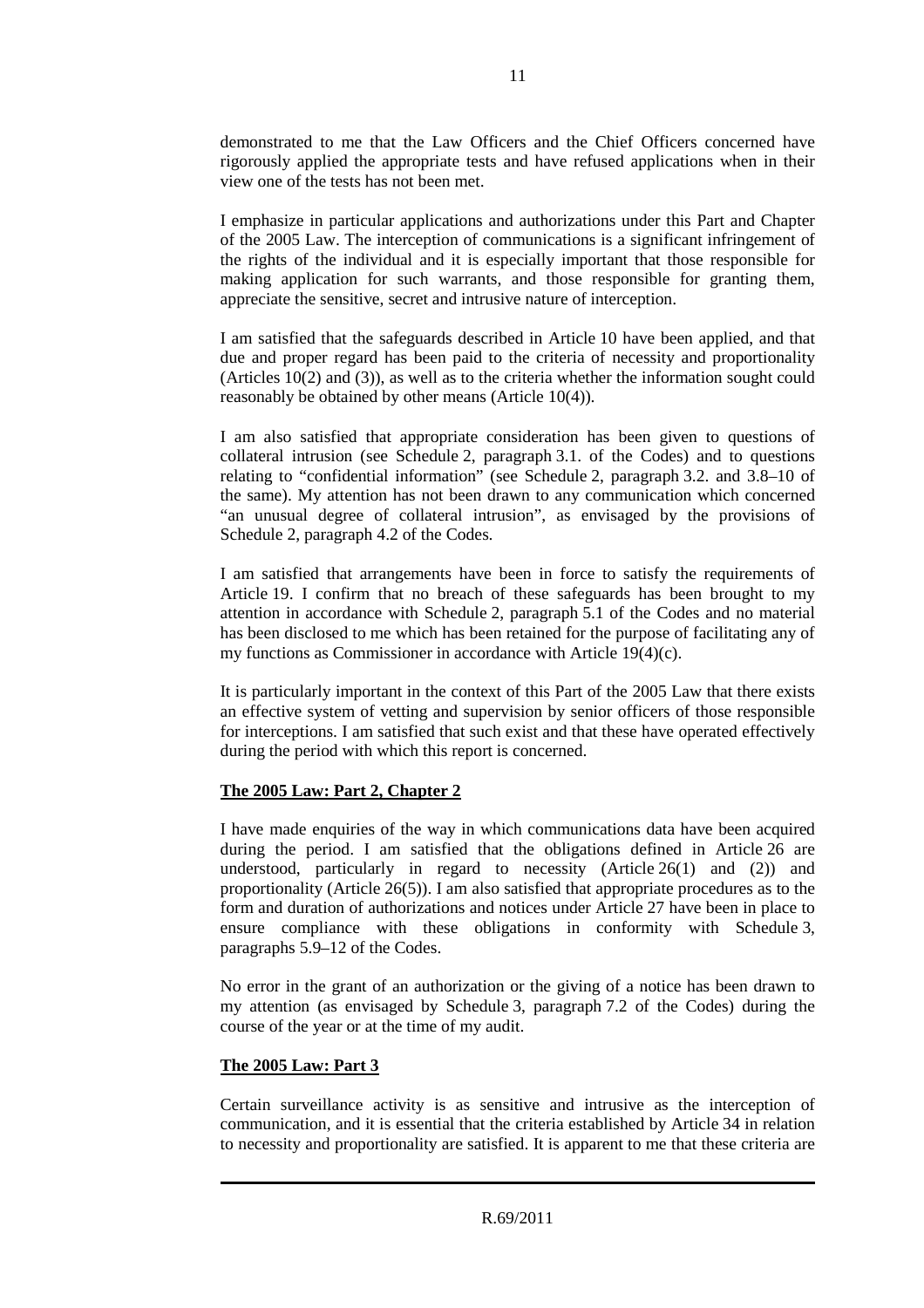demonstrated to me that the Law Officers and the Chief Officers concerned have rigorously applied the appropriate tests and have refused applications when in their view one of the tests has not been met.

I emphasize in particular applications and authorizations under this Part and Chapter of the 2005 Law. The interception of communications is a significant infringement of the rights of the individual and it is especially important that those responsible for making application for such warrants, and those responsible for granting them, appreciate the sensitive, secret and intrusive nature of interception.

I am satisfied that the safeguards described in Article 10 have been applied, and that due and proper regard has been paid to the criteria of necessity and proportionality (Articles 10(2) and (3)), as well as to the criteria whether the information sought could reasonably be obtained by other means (Article 10(4)).

I am also satisfied that appropriate consideration has been given to questions of collateral intrusion (see Schedule 2, paragraph 3.1. of the Codes) and to questions relating to "confidential information" (see Schedule 2, paragraph 3.2. and 3.8–10 of the same). My attention has not been drawn to any communication which concerned "an unusual degree of collateral intrusion", as envisaged by the provisions of Schedule 2, paragraph 4.2 of the Codes.

I am satisfied that arrangements have been in force to satisfy the requirements of Article 19. I confirm that no breach of these safeguards has been brought to my attention in accordance with Schedule 2, paragraph 5.1 of the Codes and no material has been disclosed to me which has been retained for the purpose of facilitating any of my functions as Commissioner in accordance with Article 19(4)(c).

It is particularly important in the context of this Part of the 2005 Law that there exists an effective system of vetting and supervision by senior officers of those responsible for interceptions. I am satisfied that such exist and that these have operated effectively during the period with which this report is concerned.

**The 2005 Law: Part 2, Chapter 2**

I have made enquiries of the way in which communications data have been acquired during the period. I am satisfied that the obligations defined in Article 26 are understood, particularly in regard to necessity (Article 26(1) and (2)) and proportionality (Article 26(5)). I am also satisfied that appropriate procedures as to the form and duration of authorizations and notices under Article 27 have been in place to ensure compliance with these obligations in conformity with Schedule 3, paragraphs 5.9–12 of the Codes.

No error in the grant of an authorization or the giving of a notice has been drawn to my attention (as envisaged by Schedule 3, paragraph 7.2 of the Codes) during the course of the year or at the time of my audit.

**The 2005 Law: Part 3**

Certain surveillance activity is as sensitive and intrusive as the interception of communication, and it is essential that the criteria established by Article 34 in relation to necessity and proportionality are satisfied. It is apparent to me that these criteria are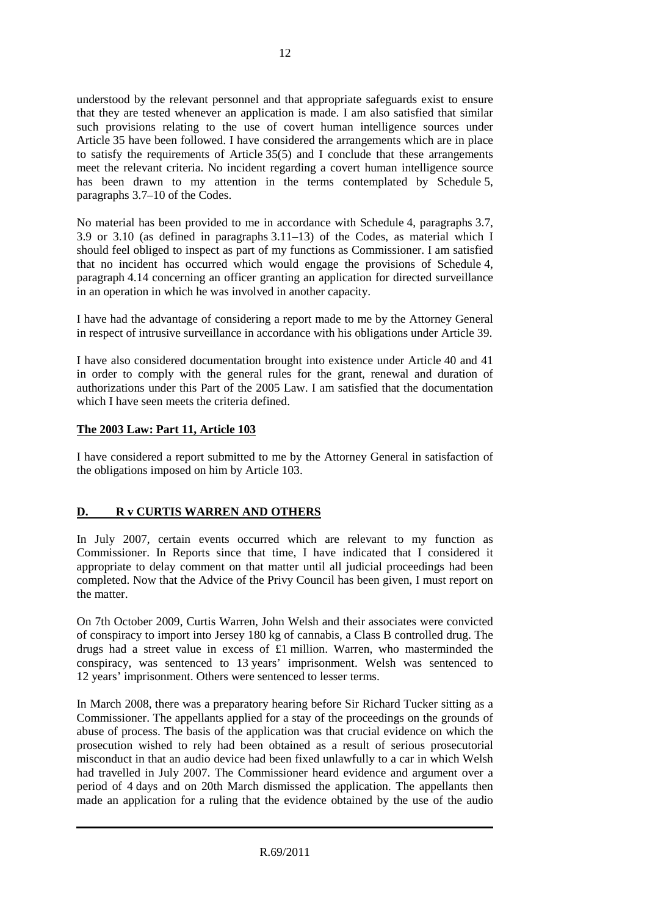understood by the relevant personnel and that appropriate safeguards exist to ensure that they are tested whenever an application is made. I am also satisfied that similar such provisions relating to the use of covert human intelligence sources under Article 35 have been followed. I have considered the arrangements which are in place to satisfy the requirements of Article 35(5) and I conclude that these arrangements meet the relevant criteria. No incident regarding a covert human intelligence source has been drawn to my attention in the terms contemplated by Schedule 5, paragraphs 3.7–10 of the Codes.

No material has been provided to me in accordance with Schedule 4, paragraphs 3.7, 3.9 or 3.10 (as defined in paragraphs 3.11–13) of the Codes, as material which I should feel obliged to inspect as part of my functions as Commissioner. I am satisfied that no incident has occurred which would engage the provisions of Schedule 4, paragraph 4.14 concerning an officer granting an application for directed surveillance in an operation in which he was involved in another capacity.

I have had the advantage of considering a report made to me by the Attorney General in respect of intrusive surveillance in accordance with his obligations under Article 39.

I have also considered documentation brought into existence under Article 40 and 41 in order to comply with the general rules for the grant, renewal and duration of authorizations under this Part of the 2005 Law. I am satisfied that the documentation which I have seen meets the criteria defined.

**The 2003 Law: Part 11, Article 103**

I have considered a report submitted to me by the Attorney General in satisfaction of the obligations imposed on him by Article 103.

## D. R v CURTIS WARREN AND OTHERS

In July 2007, certain events occurred which are relevant to my function as Commissioner. In Reports since that time, I have indicated that I considered it appropriate to delay comment on that matter until all judicial proceedings had been completed. Now that the Advice of the Privy Council has been given, I must report on the matter.

On 7th October 2009, Curtis Warren, John Welsh and their associates were convicted of conspiracy to import into Jersey 180 kg of cannabis, a Class B controlled drug. The drugs had a street value in excess of £1 million. Warren, who masterminded the conspiracy, was sentenced to 13 years' imprisonment. Welsh was sentenced to 12 years' imprisonment. Others were sentenced to lesser terms.

In March 2008, there was a preparatory hearing before Sir Richard Tucker sitting as a Commissioner. The appellants applied for a stay of the proceedings on the grounds of abuse of process. The basis of the application was that crucial evidence on which the prosecution wished to rely had been obtained as a result of serious prosecutorial misconduct in that an audio device had been fixed unlawfully to a car in which Welsh had travelled in July 2007. The Commissioner heard evidence and argument over a period of 4 days and on 20th March dismissed the application. The appellants then made an application for a ruling that the evidence obtained by the use of the audio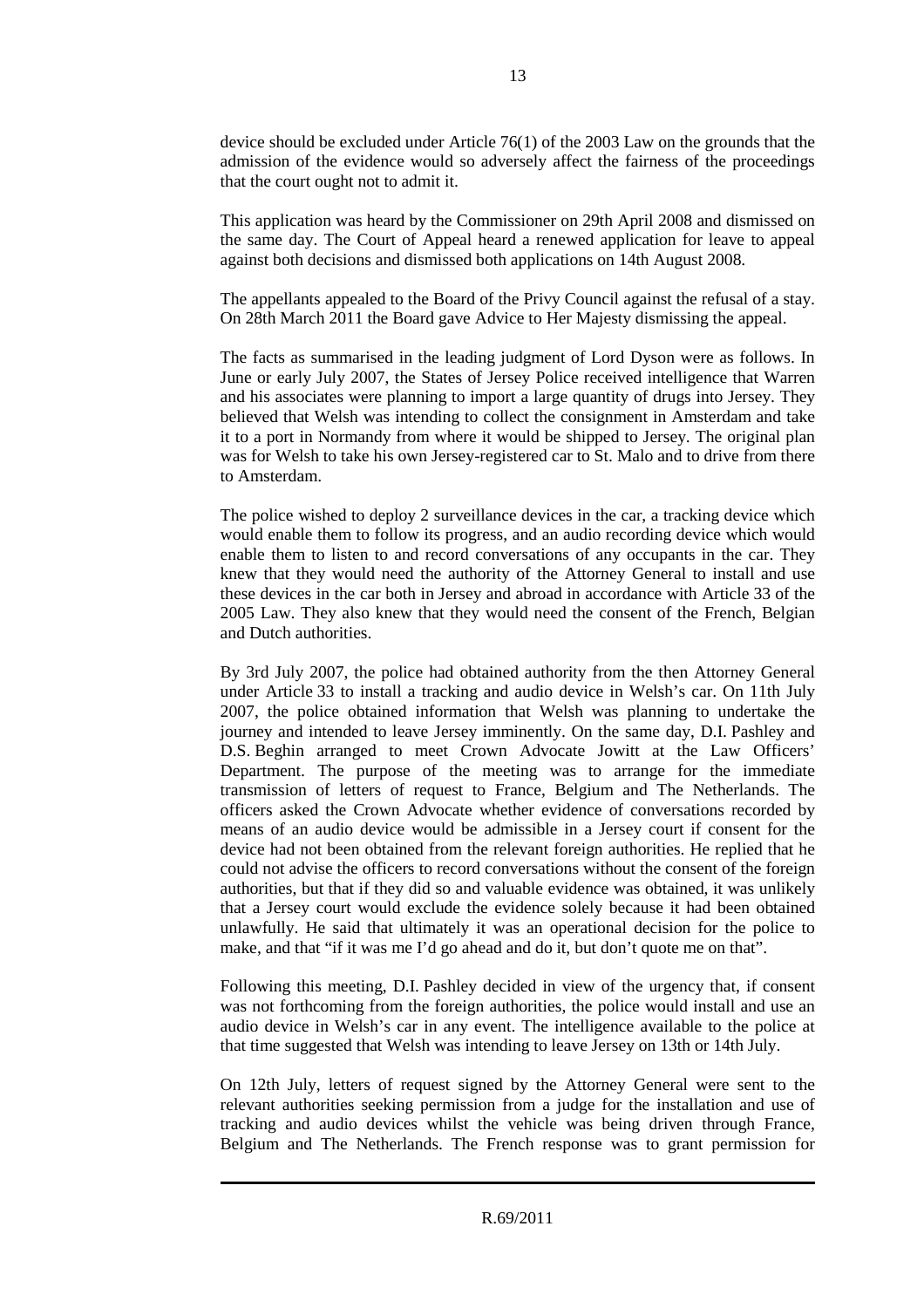device should be excluded under Article 76(1) of the 2003 Law on the grounds that the admission of the evidence would so adversely affect the fairness of the proceedings that the court ought not to admit it.

This application was heard by the Commissioner on 29th April 2008 and dismissed on the same day. The Court of Appeal heard a renewed application for leave to appeal against both decisions and dismissed both applications on 14th August 2008.

The appellants appealed to the Board of the Privy Council against the refusal of a stay. On 28th March 2011 the Board gave Advice to Her Majesty dismissing the appeal.

The facts as summarised in the leading judgment of Lord Dyson were as follows. In June or early July 2007, the States of Jersey Police received intelligence that Warren and his associates were planning to import a large quantity of drugs into Jersey. They believed that Welsh was intending to collect the consignment in Amsterdam and take it to a port in Normandy from where it would be shipped to Jersey. The original plan was for Welsh to take his own Jersey-registered car to St. Malo and to drive from there to Amsterdam.

The police wished to deploy 2 surveillance devices in the car, a tracking device which would enable them to follow its progress, and an audio recording device which would enable them to listen to and record conversations of any occupants in the car. They knew that they would need the authority of the Attorney General to install and use these devices in the car both in Jersey and abroad in accordance with Article 33 of the 2005 Law. They also knew that they would need the consent of the French, Belgian and Dutch authorities.

By 3rd July 2007, the police had obtained authority from the then Attorney General under Article 33 to install a tracking and audio device in Welsh's car. On 11th July 2007, the police obtained information that Welsh was planning to undertake the journey and intended to leave Jersey imminently. On the same day, D.I. Pashley and D.S. Beghin arranged to meet Crown Advocate Jowitt at the Law Officers' Department. The purpose of the meeting was to arrange for the immediate transmission of letters of request to France, Belgium and The Netherlands. The officers asked the Crown Advocate whether evidence of conversations recorded by means of an audio device would be admissible in a Jersey court if consent for the device had not been obtained from the relevant foreign authorities. He replied that he could not advise the officers to record conversations without the consent of the foreign authorities, but that if they did so and valuable evidence was obtained, it was unlikely that a Jersey court would exclude the evidence solely because it had been obtained unlawfully. He said that ultimately it was an operational decision for the police to make, and that "if it was me I'd go ahead and do it, but don't quote me on that".

Following this meeting, D.I. Pashley decided in view of the urgency that, if consent was not forthcoming from the foreign authorities, the police would install and use an audio device in Welsh's car in any event. The intelligence available to the police at that time suggested that Welsh was intending to leave Jersey on 13th or 14th July.

On 12th July, letters of request signed by the Attorney General were sent to the relevant authorities seeking permission from a judge for the installation and use of tracking and audio devices whilst the vehicle was being driven through France, Belgium and The Netherlands. The French response was to grant permission for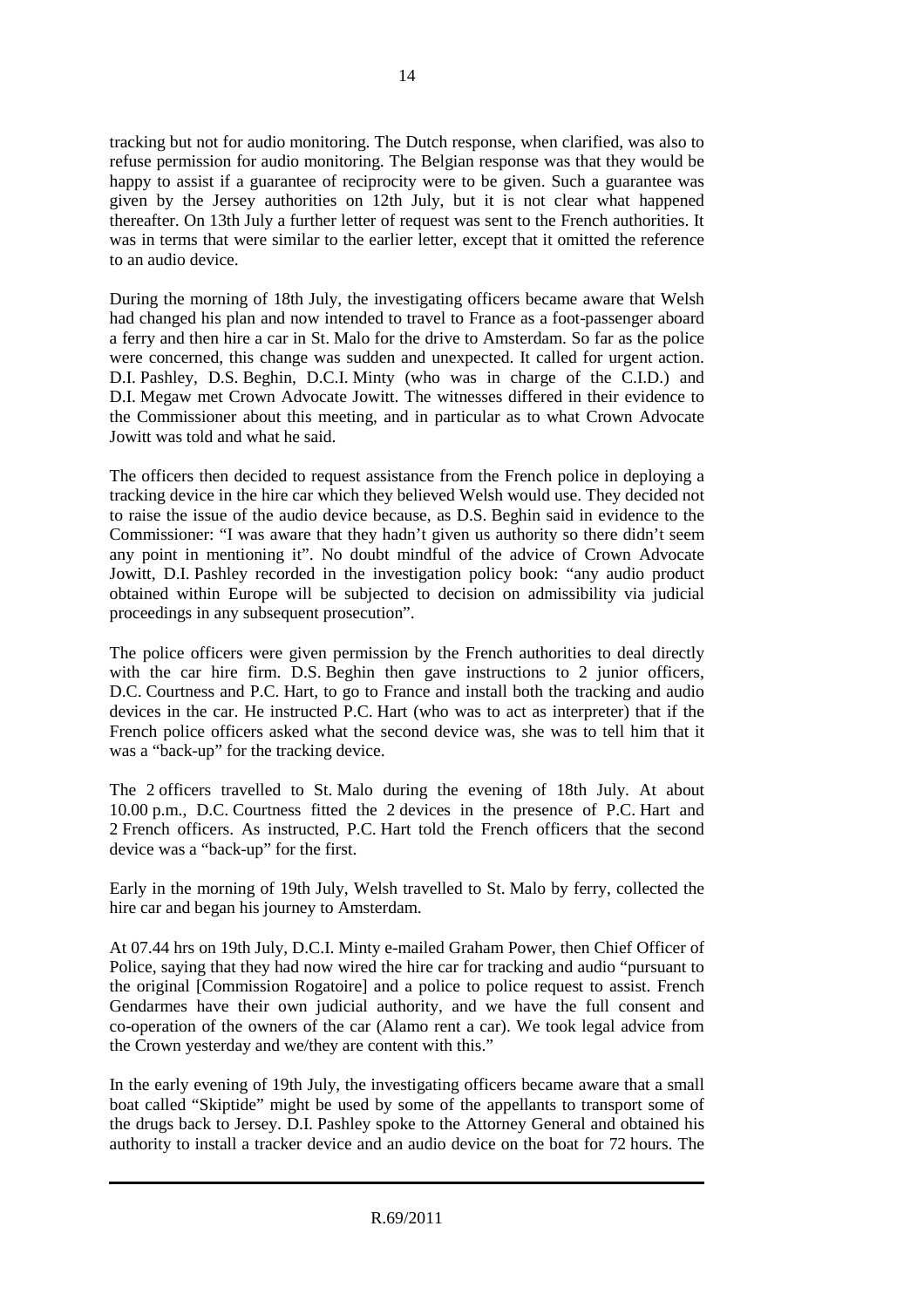tracking but not for audio monitoring. The Dutch response, when clarified, was also to refuse permission for audio monitoring. The Belgian response was that they would be happy to assist if a guarantee of reciprocity were to be given. Such a guarantee was given by the Jersey authorities on 12th July, but it is not clear what happened thereafter. On 13th July a further letter of request was sent to the French authorities. It was in terms that were similar to the earlier letter, except that it omitted the reference to an audio device.

During the morning of 18th July, the investigating officers became aware that Welsh had changed his plan and now intended to travel to France as a foot-passenger aboard a ferry and then hire a car in St. Malo for the drive to Amsterdam. So far as the police were concerned, this change was sudden and unexpected. It called for urgent action. D.I. Pashley, D.S. Beghin, D.C.I. Minty (who was in charge of the C.I.D.) and D.I. Megaw met Crown Advocate Jowitt. The witnesses differed in their evidence to the Commissioner about this meeting, and in particular as to what Crown Advocate Jowitt was told and what he said.

The officers then decided to request assistance from the French police in deploying a tracking device in the hire car which they believed Welsh would use. They decided not to raise the issue of the audio device because, as D.S. Beghin said in evidence to the Commissioner: "I was aware that they hadn't given us authority so there didn't seem any point in mentioning it". No doubt mindful of the advice of Crown Advocate Jowitt, D.I. Pashley recorded in the investigation policy book: "any audio product obtained within Europe will be subjected to decision on admissibility via judicial proceedings in any subsequent prosecution".

The police officers were given permission by the French authorities to deal directly with the car hire firm. D.S. Beghin then gave instructions to 2 junior officers, D.C. Courtness and P.C. Hart, to go to France and install both the tracking and audio devices in the car. He instructed P.C. Hart (who was to act as interpreter) that if the French police officers asked what the second device was, she was to tell him that it was a "back-up" for the tracking device.

The 2 officers travelled to St. Malo during the evening of 18th July. At about 10.00 p.m., D.C. Courtness fitted the 2 devices in the presence of P.C. Hart and 2 French officers. As instructed, P.C. Hart told the French officers that the second device was a "back-up" for the first.

Early in the morning of 19th July, Welsh travelled to St. Malo by ferry, collected the hire car and began his journey to Amsterdam.

At 07.44 hrs on 19th July, D.C.I. Minty e-mailed Graham Power, then Chief Officer of Police, saying that they had now wired the hire car for tracking and audio "pursuant to the original [Commission Rogatoire] and a police to police request to assist. French Gendarmes have their own judicial authority, and we have the full consent and co-operation of the owners of the car (Alamo rent a car). We took legal advice from the Crown yesterday and we/they are content with this."

In the early evening of 19th July, the investigating officers became aware that a small boat called "Skiptide" might be used by some of the appellants to transport some of the drugs back to Jersey. D.I. Pashley spoke to the Attorney General and obtained his authority to install a tracker device and an audio device on the boat for 72 hours. The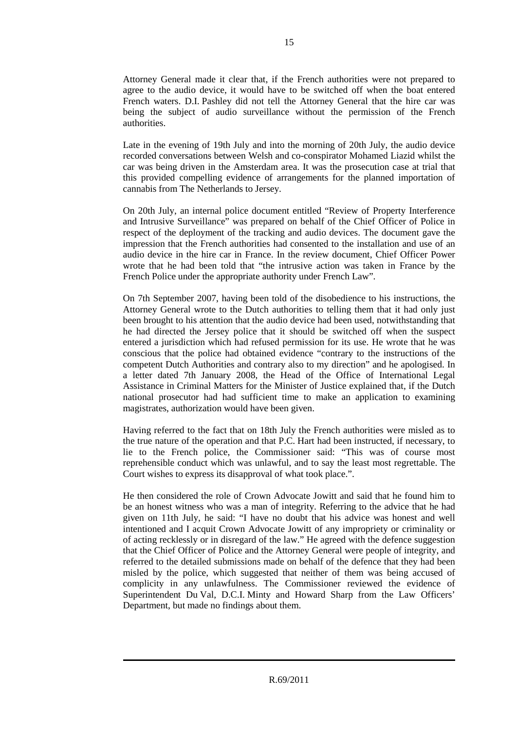Attorney General made it clear that, if the French authorities were not prepared to agree to the audio device, it would have to be switched off when the boat entered French waters. D.I. Pashley did not tell the Attorney General that the hire car was being the subject of audio surveillance without the permission of the French authorities.

Late in the evening of 19th July and into the morning of 20th July, the audio device recorded conversations between Welsh and co-conspirator Mohamed Liazid whilst the car was being driven in the Amsterdam area. It was the prosecution case at trial that this provided compelling evidence of arrangements for the planned importation of cannabis from The Netherlands to Jersey.

On 20th July, an internal police document entitled "Review of Property Interference and Intrusive Surveillance" was prepared on behalf of the Chief Officer of Police in respect of the deployment of the tracking and audio devices. The document gave the impression that the French authorities had consented to the installation and use of an audio device in the hire car in France. In the review document, Chief Officer Power wrote that he had been told that "the intrusive action was taken in France by the French Police under the appropriate authority under French Law".

On 7th September 2007, having been told of the disobedience to his instructions, the Attorney General wrote to the Dutch authorities to telling them that it had only just been brought to his attention that the audio device had been used, notwithstanding that he had directed the Jersey police that it should be switched off when the suspect entered a jurisdiction which had refused permission for its use. He wrote that he was conscious that the police had obtained evidence "contrary to the instructions of the competent Dutch Authorities and contrary also to my direction" and he apologised. In a letter dated 7th January 2008, the Head of the Office of International Legal Assistance in Criminal Matters for the Minister of Justice explained that, if the Dutch national prosecutor had had sufficient time to make an application to examining magistrates, authorization would have been given.

Having referred to the fact that on 18th July the French authorities were misled as to the true nature of the operation and that P.C. Hart had been instructed, if necessary, to lie to the French police, the Commissioner said: "This was of course most reprehensible conduct which was unlawful, and to say the least most regrettable. The Court wishes to express its disapproval of what took place.".

He then considered the role of Crown Advocate Jowitt and said that he found him to be an honest witness who was a man of integrity. Referring to the advice that he had given on 11th July, he said: "I have no doubt that his advice was honest and well intentioned and I acquit Crown Advocate Jowitt of any impropriety or criminality or of acting recklessly or in disregard of the law." He agreed with the defence suggestion that the Chief Officer of Police and the Attorney General were people of integrity, and referred to the detailed submissions made on behalf of the defence that they had been misled by the police, which suggested that neither of them was being accused of complicity in any unlawfulness. The Commissioner reviewed the evidence of Superintendent Du Val, D.C.I. Minty and Howard Sharp from the Law Officers' Department, but made no findings about them.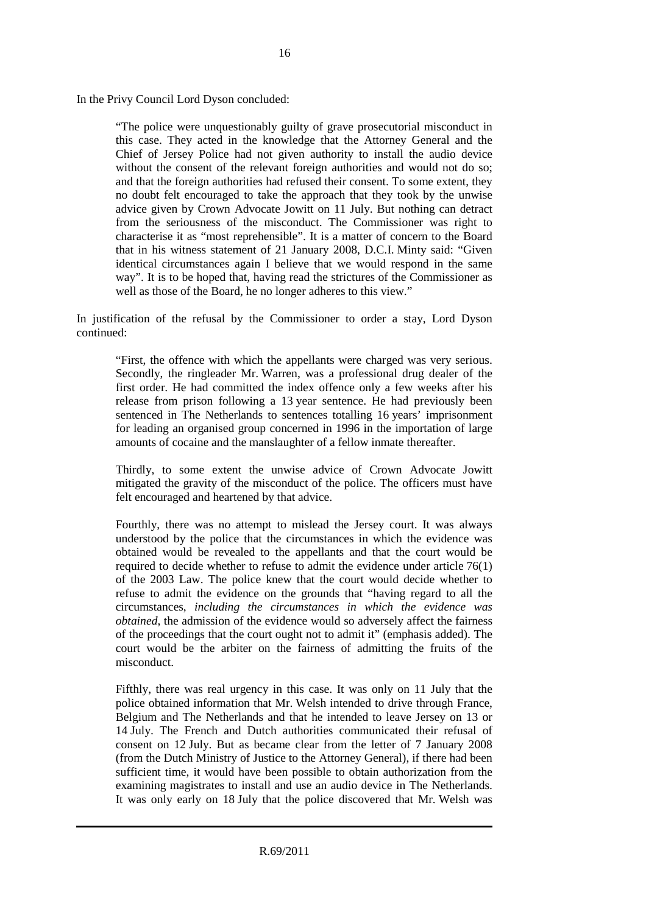In the Privy Council Lord Dyson concluded:

> "The police were unquestionably guilty of grave prosecutorial misconduct in this case. They acted in the knowledge that the Attorney General and the Chief of Jersey Police had not given authority to install the audio device without the consent of the relevant foreign authorities and would not do so; and that the foreign authorities had refused their consent. To some extent, they no doubt felt encouraged to take the approach that they took by the unwise advice given by Crown Advocate Jowitt on 11 July. But nothing can detract from the seriousness of the misconduct. The Commissioner was right to characterise it as "most reprehensible". It is a matter of concern to the Board that in his witness statement of 21 January 2008, D.C.I. Minty said: "Given identical circumstances again I believe that we would respond in the same way". It is to be hoped that, having read the strictures of the Commissioner as well as those of the Board, he no longer adheres to this view."

In justification of the refusal by the Commissioner to order a stay, Lord Dyson continued:

> "First, the offence with which the appellants were charged was very serious. Secondly, the ringleader Mr. Warren, was a professional drug dealer of the first order. He had committed the index offence only a few weeks after his release from prison following a 13 year sentence. He had previously been sentenced in The Netherlands to sentences totalling 16 years' imprisonment for leading an organised group concerned in 1996 in the importation of large amounts of cocaine and the manslaughter of a fellow inmate thereafter.
>
> Thirdly, to some extent the unwise advice of Crown Advocate Jowitt mitigated the gravity of the misconduct of the police. The officers must have felt encouraged and heartened by that advice.
>
> Fourthly, there was no attempt to mislead the Jersey court. It was always understood by the police that the circumstances in which the evidence was obtained would be revealed to the appellants and that the court would be required to decide whether to refuse to admit the evidence under article 76(1) of the 2003 Law. The police knew that the court would decide whether to refuse to admit the evidence on the grounds that "having regard to all the circumstances, *including the circumstances in which the evidence was obtained*, the admission of the evidence would so adversely affect the fairness of the proceedings that the court ought not to admit it" (emphasis added). The court would be the arbiter on the fairness of admitting the fruits of the misconduct.
>
> Fifthly, there was real urgency in this case. It was only on 11 July that the police obtained information that Mr. Welsh intended to drive through France, Belgium and The Netherlands and that he intended to leave Jersey on 13 or 14 July. The French and Dutch authorities communicated their refusal of consent on 12 July. But as became clear from the letter of 7 January 2008 (from the Dutch Ministry of Justice to the Attorney General), if there had been sufficient time, it would have been possible to obtain authorization from the examining magistrates to install and use an audio device in The Netherlands. It was only early on 18 July that the police discovered that Mr. Welsh was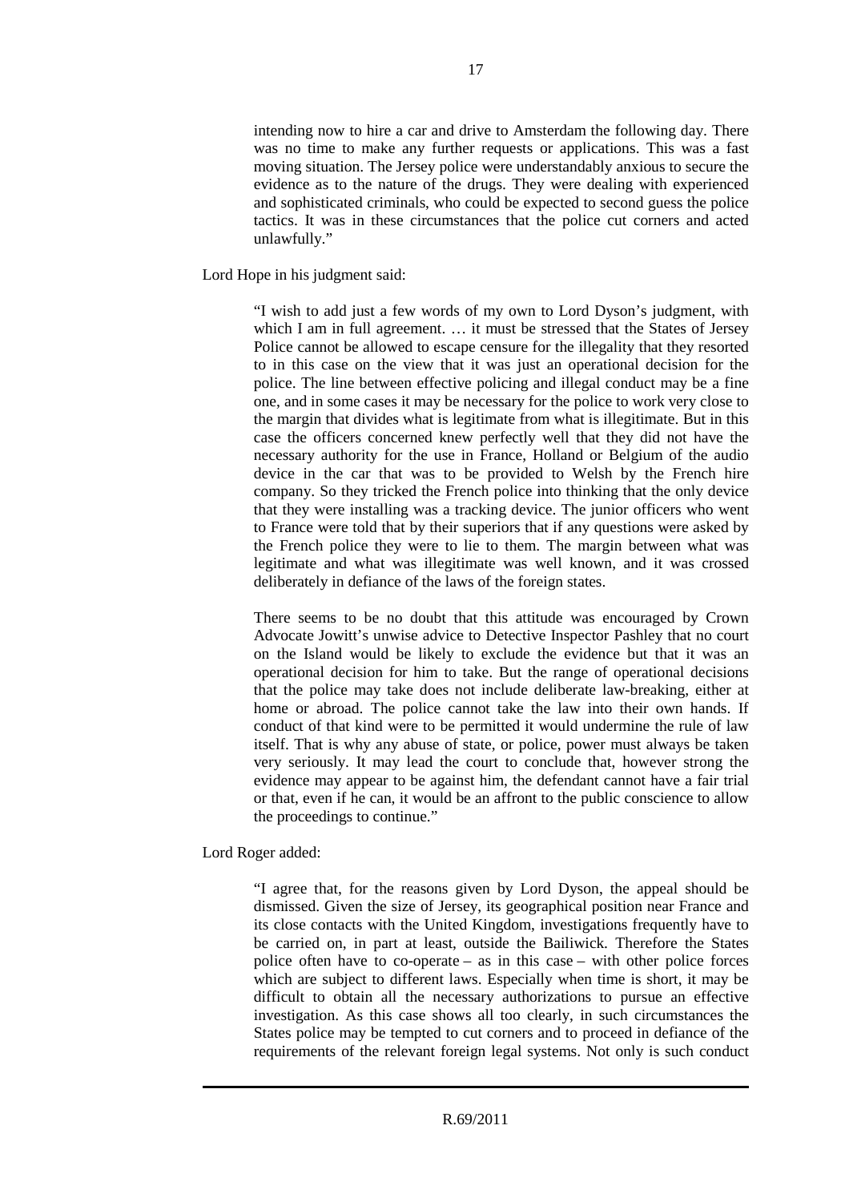> intending now to hire a car and drive to Amsterdam the following day. There was no time to make any further requests or applications. This was a fast moving situation. The Jersey police were understandably anxious to secure the evidence as to the nature of the drugs. They were dealing with experienced and sophisticated criminals, who could be expected to second guess the police tactics. It was in these circumstances that the police cut corners and acted unlawfully."

Lord Hope in his judgment said:

> "I wish to add just a few words of my own to Lord Dyson's judgment, with which I am in full agreement. … it must be stressed that the States of Jersey Police cannot be allowed to escape censure for the illegality that they resorted to in this case on the view that it was just an operational decision for the police. The line between effective policing and illegal conduct may be a fine one, and in some cases it may be necessary for the police to work very close to the margin that divides what is legitimate from what is illegitimate. But in this case the officers concerned knew perfectly well that they did not have the necessary authority for the use in France, Holland or Belgium of the audio device in the car that was to be provided to Welsh by the French hire company. So they tricked the French police into thinking that the only device that they were installing was a tracking device. The junior officers who went to France were told that by their superiors that if any questions were asked by the French police they were to lie to them. The margin between what was legitimate and what was illegitimate was well known, and it was crossed deliberately in defiance of the laws of the foreign states.
>
> There seems to be no doubt that this attitude was encouraged by Crown Advocate Jowitt's unwise advice to Detective Inspector Pashley that no court on the Island would be likely to exclude the evidence but that it was an operational decision for him to take. But the range of operational decisions that the police may take does not include deliberate law-breaking, either at home or abroad. The police cannot take the law into their own hands. If conduct of that kind were to be permitted it would undermine the rule of law itself. That is why any abuse of state, or police, power must always be taken very seriously. It may lead the court to conclude that, however strong the evidence may appear to be against him, the defendant cannot have a fair trial or that, even if he can, it would be an affront to the public conscience to allow the proceedings to continue."

Lord Roger added:

> "I agree that, for the reasons given by Lord Dyson, the appeal should be dismissed. Given the size of Jersey, its geographical position near France and its close contacts with the United Kingdom, investigations frequently have to be carried on, in part at least, outside the Bailiwick. Therefore the States police often have to co-operate – as in this case – with other police forces which are subject to different laws. Especially when time is short, it may be difficult to obtain all the necessary authorizations to pursue an effective investigation. As this case shows all too clearly, in such circumstances the States police may be tempted to cut corners and to proceed in defiance of the requirements of the relevant foreign legal systems. Not only is such conduct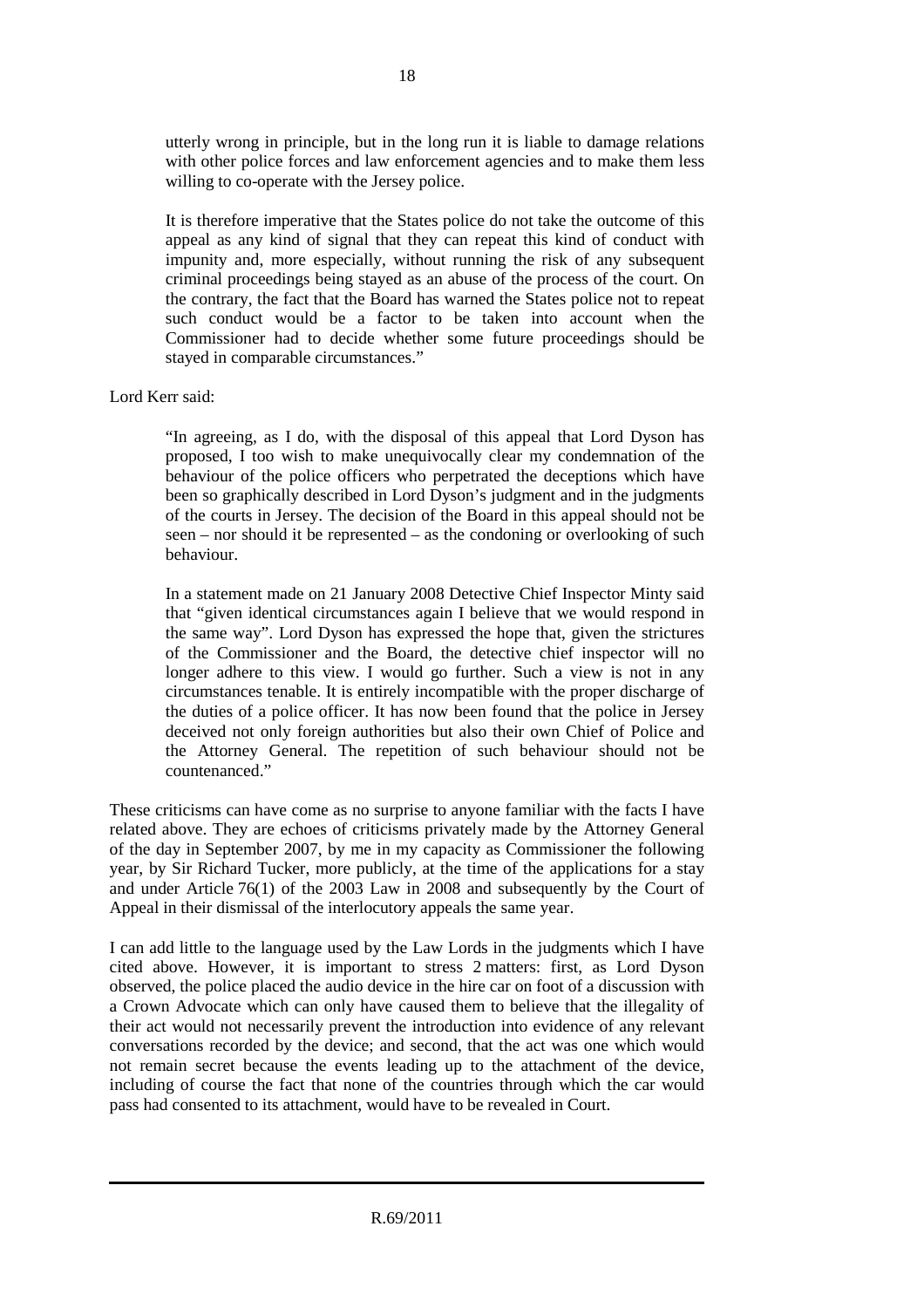utterly wrong in principle, but in the long run it is liable to damage relations with other police forces and law enforcement agencies and to make them less willing to co-operate with the Jersey police.

> It is therefore imperative that the States police do not take the outcome of this appeal as any kind of signal that they can repeat this kind of conduct with impunity and, more especially, without running the risk of any subsequent criminal proceedings being stayed as an abuse of the process of the court. On the contrary, the fact that the Board has warned the States police not to repeat such conduct would be a factor to be taken into account when the Commissioner had to decide whether some future proceedings should be stayed in comparable circumstances."

Lord Kerr said:

> "In agreeing, as I do, with the disposal of this appeal that Lord Dyson has proposed, I too wish to make unequivocally clear my condemnation of the behaviour of the police officers who perpetrated the deceptions which have been so graphically described in Lord Dyson's judgment and in the judgments of the courts in Jersey. The decision of the Board in this appeal should not be seen – nor should it be represented – as the condoning or overlooking of such behaviour.
>
> In a statement made on 21 January 2008 Detective Chief Inspector Minty said that "given identical circumstances again I believe that we would respond in the same way". Lord Dyson has expressed the hope that, given the strictures of the Commissioner and the Board, the detective chief inspector will no longer adhere to this view. I would go further. Such a view is not in any circumstances tenable. It is entirely incompatible with the proper discharge of the duties of a police officer. It has now been found that the police in Jersey deceived not only foreign authorities but also their own Chief of Police and the Attorney General. The repetition of such behaviour should not be countenanced."

These criticisms can have come as no surprise to anyone familiar with the facts I have related above. They are echoes of criticisms privately made by the Attorney General of the day in September 2007, by me in my capacity as Commissioner the following year, by Sir Richard Tucker, more publicly, at the time of the applications for a stay and under Article 76(1) of the 2003 Law in 2008 and subsequently by the Court of Appeal in their dismissal of the interlocutory appeals the same year.

I can add little to the language used by the Law Lords in the judgments which I have cited above. However, it is important to stress 2 matters: first, as Lord Dyson observed, the police placed the audio device in the hire car on foot of a discussion with a Crown Advocate which can only have caused them to believe that the illegality of their act would not necessarily prevent the introduction into evidence of any relevant conversations recorded by the device; and second, that the act was one which would not remain secret because the events leading up to the attachment of the device, including of course the fact that none of the countries through which the car would pass had consented to its attachment, would have to be revealed in Court.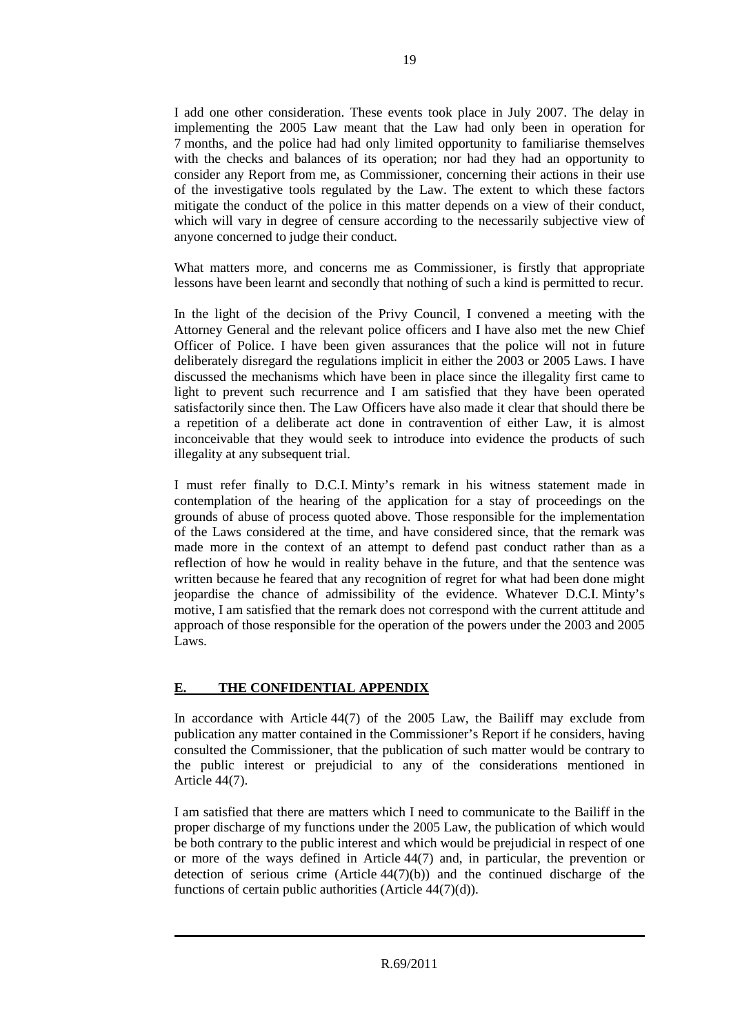I add one other consideration. These events took place in July 2007. The delay in implementing the 2005 Law meant that the Law had only been in operation for 7 months, and the police had had only limited opportunity to familiarise themselves with the checks and balances of its operation; nor had they had an opportunity to consider any Report from me, as Commissioner, concerning their actions in their use of the investigative tools regulated by the Law. The extent to which these factors mitigate the conduct of the police in this matter depends on a view of their conduct, which will vary in degree of censure according to the necessarily subjective view of anyone concerned to judge their conduct.

What matters more, and concerns me as Commissioner, is firstly that appropriate lessons have been learnt and secondly that nothing of such a kind is permitted to recur.

In the light of the decision of the Privy Council, I convened a meeting with the Attorney General and the relevant police officers and I have also met the new Chief Officer of Police. I have been given assurances that the police will not in future deliberately disregard the regulations implicit in either the 2003 or 2005 Laws. I have discussed the mechanisms which have been in place since the illegality first came to light to prevent such recurrence and I am satisfied that they have been operated satisfactorily since then. The Law Officers have also made it clear that should there be a repetition of a deliberate act done in contravention of either Law, it is almost inconceivable that they would seek to introduce into evidence the products of such illegality at any subsequent trial.

I must refer finally to D.C.I. Minty's remark in his witness statement made in contemplation of the hearing of the application for a stay of proceedings on the grounds of abuse of process quoted above. Those responsible for the implementation of the Laws considered at the time, and have considered since, that the remark was made more in the context of an attempt to defend past conduct rather than as a reflection of how he would in reality behave in the future, and that the sentence was written because he feared that any recognition of regret for what had been done might jeopardise the chance of admissibility of the evidence. Whatever D.C.I. Minty's motive, I am satisfied that the remark does not correspond with the current attitude and approach of those responsible for the operation of the powers under the 2003 and 2005 Laws.

## E. THE CONFIDENTIAL APPENDIX

In accordance with Article 44(7) of the 2005 Law, the Bailiff may exclude from publication any matter contained in the Commissioner's Report if he considers, having consulted the Commissioner, that the publication of such matter would be contrary to the public interest or prejudicial to any of the considerations mentioned in Article 44(7).

I am satisfied that there are matters which I need to communicate to the Bailiff in the proper discharge of my functions under the 2005 Law, the publication of which would be both contrary to the public interest and which would be prejudicial in respect of one or more of the ways defined in Article 44(7) and, in particular, the prevention or detection of serious crime (Article 44(7)(b)) and the continued discharge of the functions of certain public authorities (Article 44(7)(d)).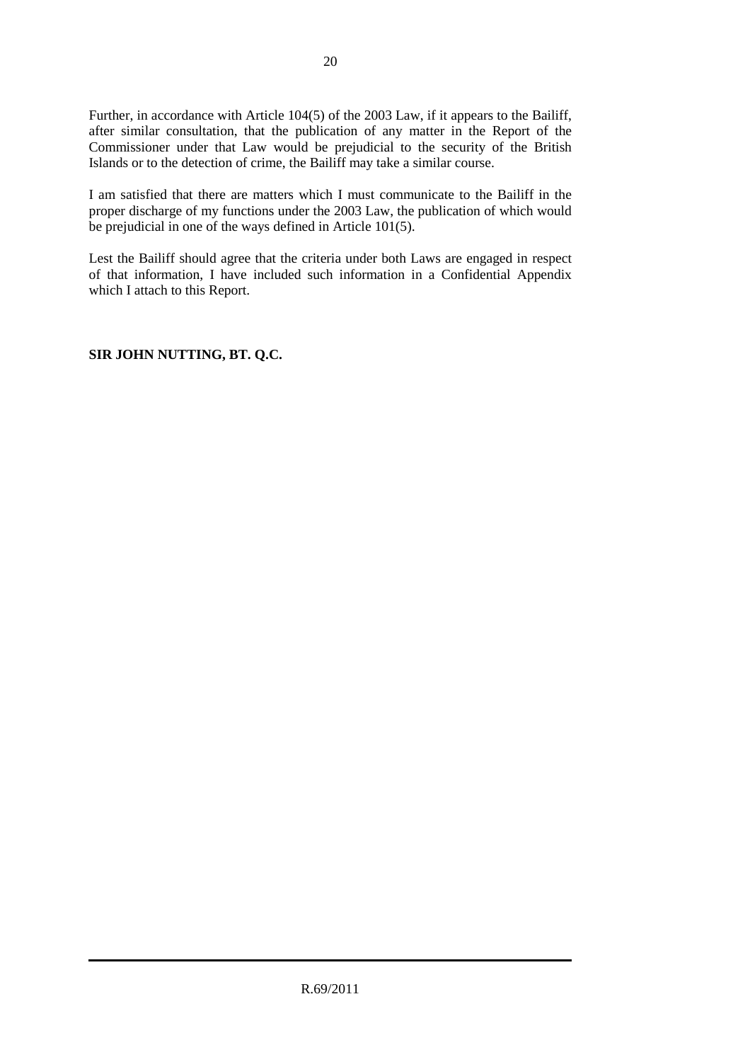Further, in accordance with Article 104(5) of the 2003 Law, if it appears to the Bailiff, after similar consultation, that the publication of any matter in the Report of the Commissioner under that Law would be prejudicial to the security of the British Islands or to the detection of crime, the Bailiff may take a similar course.

I am satisfied that there are matters which I must communicate to the Bailiff in the proper discharge of my functions under the 2003 Law, the publication of which would be prejudicial in one of the ways defined in Article 101(5).

Lest the Bailiff should agree that the criteria under both Laws are engaged in respect of that information, I have included such information in a Confidential Appendix which I attach to this Report.

**SIR JOHN NUTTING, BT. Q.C.**